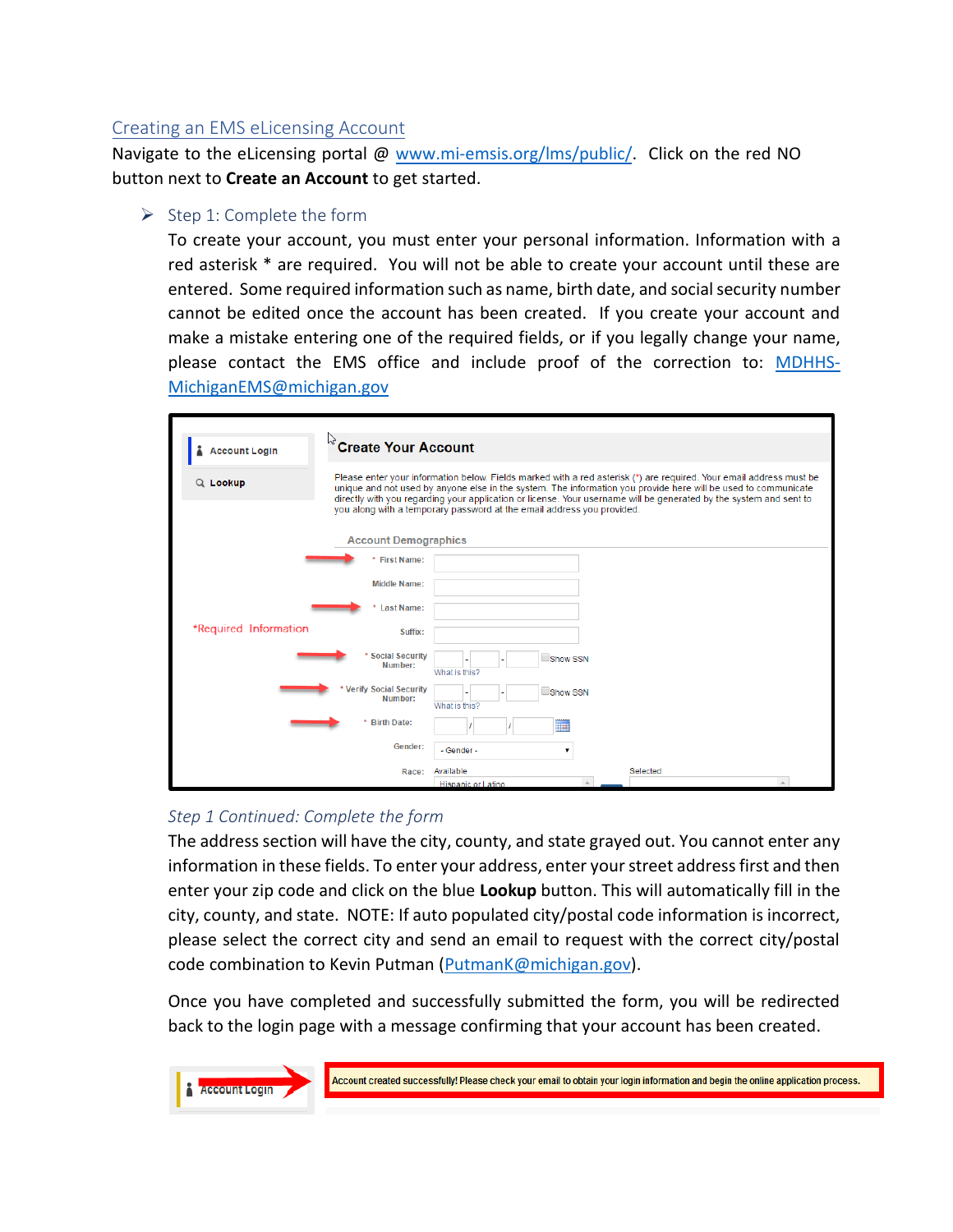## Creating an EMS eLicensing Account

Navigate to the eLicensing portal @ [www.mi-emsis.org/lms/public/](www.mi-emsis.org/lms/public/). Click on the red NO button next to **Create an Account** to get started.

- Step 1: Complete the form

  To create your account, you must enter your personal information. Information with a red asterisk * are required. You will not be able to create your account until these are entered. Some required information such as name, birth date, and social security number cannot be edited once the account has been created. If you create your account and make a mistake entering one of the required fields, or if you legally change your name, please contact the EMS office and include proof of the correction to: [MDHHS-MichiganEMS@michigan.gov](mailto:MDHHS-MichiganEMS@michigan.gov)

  *Step 1 Continued: Complete the form*

  The address section will have the city, county, and state grayed out. You cannot enter any information in these fields. To enter your address, enter your street address first and then enter your zip code and click on the blue **Lookup** button. This will automatically fill in the city, county, and state. NOTE: If auto populated city/postal code information is incorrect, please select the correct city and send an email to request with the correct city/postal code combination to Kevin Putman ([PutmanK@michigan.gov](mailto:PutmanK@michigan.gov)).

  Once you have completed and successfully submitted the form, you will be redirected back to the login page with a message confirming that your account has been created.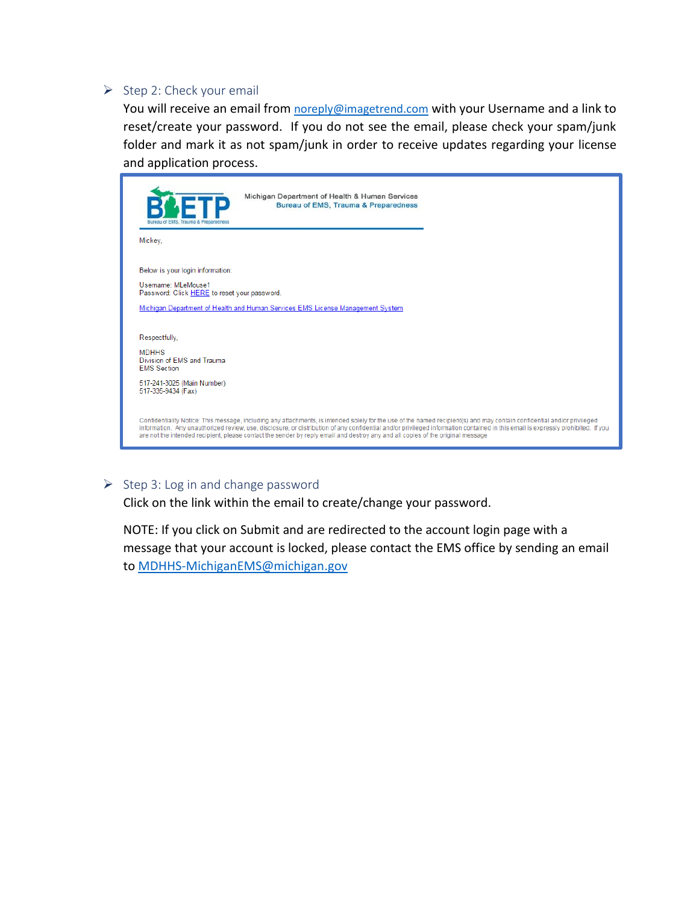- Step 2: Check your email

  You will receive an email from noreply@imagetrend.com with your Username and a link to reset/create your password. If you do not see the email, please check your spam/junk folder and mark it as not spam/junk in order to receive updates regarding your license and application process.

  BETP Bureau of EMS, Trauma & Preparedness

  Michigan Department of Health & Human Services
  Bureau of EMS, Trauma & Preparedness

  Mickey,

  Below is your login information:

  Username: MLeMouse1
  Password: Click HERE to reset your password.

  Michigan Department of Health and Human Services EMS License Management System

  Respectfully,

  MDHHS
  Division of EMS and Trauma
  EMS Section

  517-241-3025 (Main Number)
  517-335-9434 (Fax)

  Confidentiality Notice: This message, including any attachments, is intended solely for the use of the named recipient(s) and may contain confidential and/or privileged information. Any unauthorized review, use, disclosure, or distribution of any confidential and/or privileged information contained in this email is expressly prohibited. If you are not the intended recipient, please contact the sender by reply email and destroy any and all copies of the original message

- Step 3: Log in and change password

  Click on the link within the email to create/change your password.

  NOTE: If you click on Submit and are redirected to the account login page with a message that your account is locked, please contact the EMS office by sending an email to MDHHS-MichiganEMS@michigan.gov